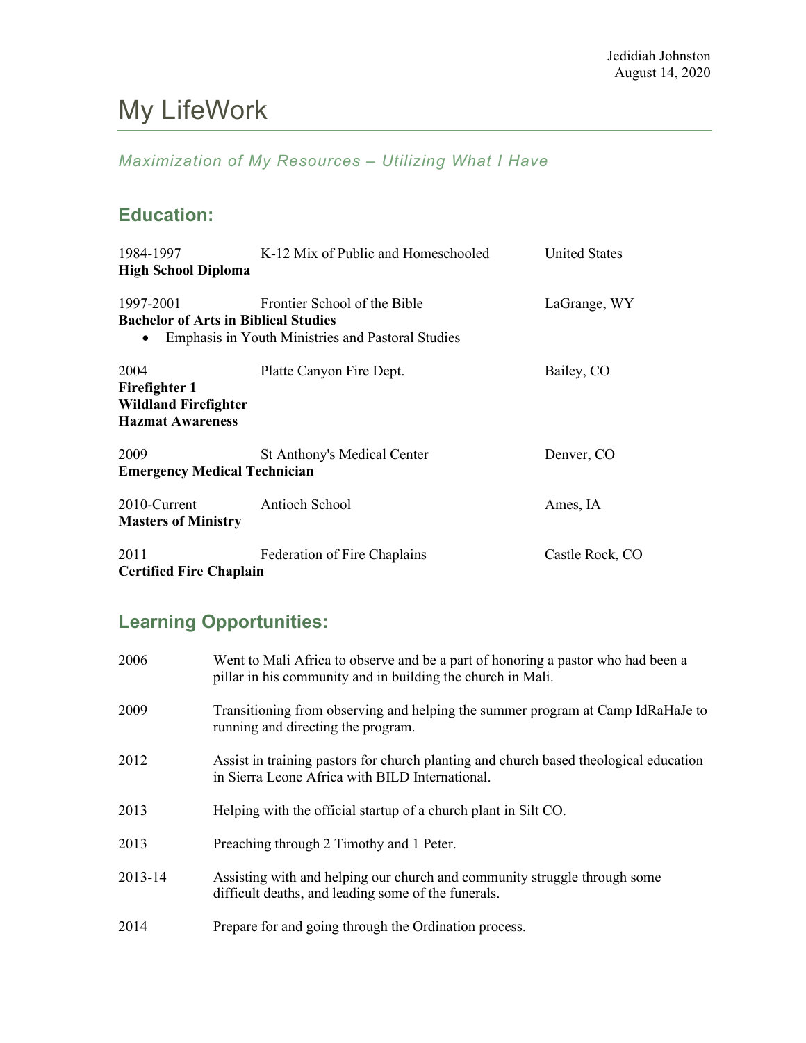Jedidiah Johnston
August 14, 2020

# My LifeWork

*Maximization of My Resources – Utilizing What I Have*

## Education:

1984-1997 K-12 Mix of Public and Homeschooled United States
**High School Diploma**

1997-2001 Frontier School of the Bible LaGrange, WY
**Bachelor of Arts in Biblical Studies**

- Emphasis in Youth Ministries and Pastoral Studies

2004 Platte Canyon Fire Dept. Bailey, CO
**Firefighter 1**
**Wildland Firefighter**
**Hazmat Awareness**

2009 St Anthony's Medical Center Denver, CO
**Emergency Medical Technician**

2010-Current Antioch School Ames, IA
**Masters of Ministry**

2011 Federation of Fire Chaplains Castle Rock, CO
**Certified Fire Chaplain**

## Learning Opportunities:

| | |
|---|---|
| 2006 | Went to Mali Africa to observe and be a part of honoring a pastor who had been a pillar in his community and in building the church in Mali. |
| 2009 | Transitioning from observing and helping the summer program at Camp IdRaHaJe to running and directing the program. |
| 2012 | Assist in training pastors for church planting and church based theological education in Sierra Leone Africa with BILD International. |
| 2013 | Helping with the official startup of a church plant in Silt CO. |
| 2013 | Preaching through 2 Timothy and 1 Peter. |
| 2013-14 | Assisting with and helping our church and community struggle through some difficult deaths, and leading some of the funerals. |
| 2014 | Prepare for and going through the Ordination process. |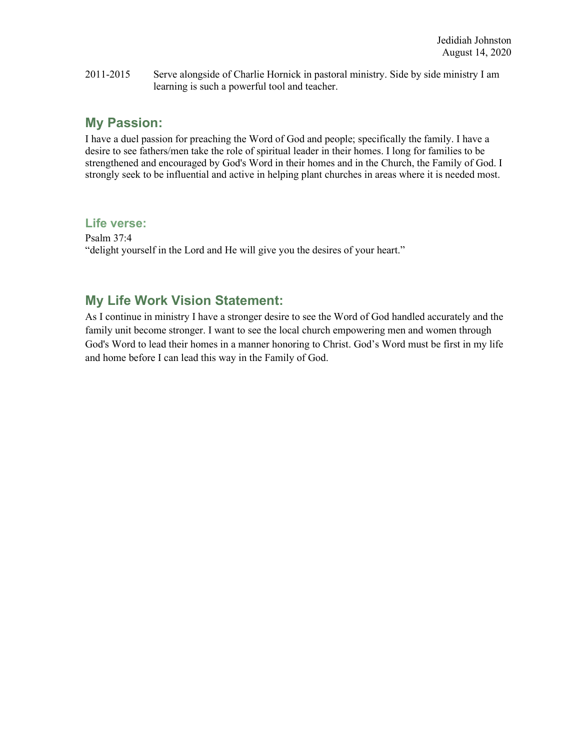Jedidiah Johnston
August 14, 2020

2011-2015 Serve alongside of Charlie Hornick in pastoral ministry. Side by side ministry I am learning is such a powerful tool and teacher.

## My Passion:

I have a duel passion for preaching the Word of God and people; specifically the family. I have a desire to see fathers/men take the role of spiritual leader in their homes. I long for families to be strengthened and encouraged by God's Word in their homes and in the Church, the Family of God. I strongly seek to be influential and active in helping plant churches in areas where it is needed most.

### Life verse:

Psalm 37:4
“delight yourself in the Lord and He will give you the desires of your heart.”

## My Life Work Vision Statement:

As I continue in ministry I have a stronger desire to see the Word of God handled accurately and the family unit become stronger. I want to see the local church empowering men and women through God's Word to lead their homes in a manner honoring to Christ. God’s Word must be first in my life and home before I can lead this way in the Family of God.